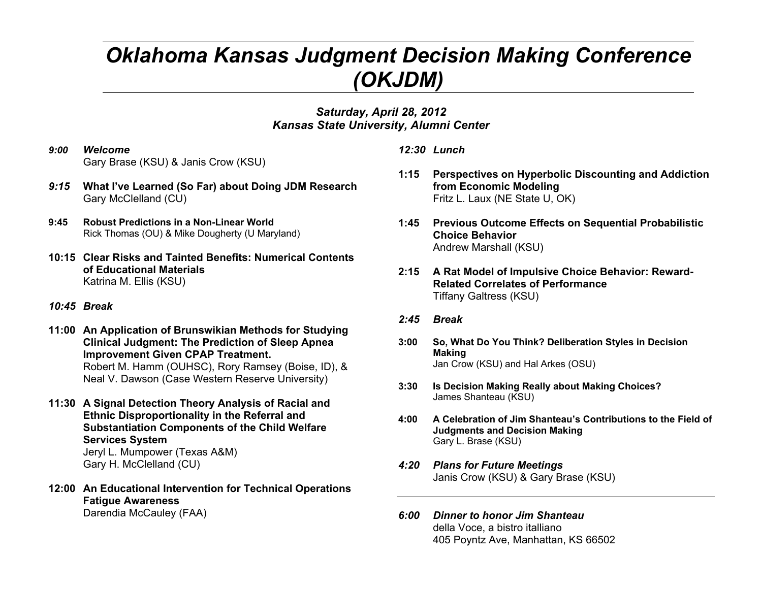# *Oklahoma Kansas Judgment Decision Making Conference (OKJDM)*

***Saturday, April 28, 2012***
***Kansas State University, Alumni Center***

***9:00*** ***Welcome***
Gary Brase (KSU) & Janis Crow (KSU)

***9:15*** **What I've Learned (So Far) about Doing JDM Research**
Gary McClelland (CU)

**9:45** **Robust Predictions in a Non-Linear World**
Rick Thomas (OU) & Mike Dougherty (U Maryland)

**10:15** **Clear Risks and Tainted Benefits: Numerical Contents of Educational Materials**
Katrina M. Ellis (KSU)

***10:45*** ***Break***

**11:00** **An Application of Brunswikian Methods for Studying Clinical Judgment: The Prediction of Sleep Apnea Improvement Given CPAP Treatment.**
Robert M. Hamm (OUHSC), Rory Ramsey (Boise, ID), & Neal V. Dawson (Case Western Reserve University)

**11:30** **A Signal Detection Theory Analysis of Racial and Ethnic Disproportionality in the Referral and Substantiation Components of the Child Welfare Services System**
Jeryl L. Mumpower (Texas A&M)
Gary H. McClelland (CU)

**12:00** **An Educational Intervention for Technical Operations Fatigue Awareness**
Darendia McCauley (FAA)

***12:30*** ***Lunch***

**1:15** **Perspectives on Hyperbolic Discounting and Addiction from Economic Modeling**
Fritz L. Laux (NE State U, OK)

**1:45** **Previous Outcome Effects on Sequential Probabilistic Choice Behavior**
Andrew Marshall (KSU)

**2:15** **A Rat Model of Impulsive Choice Behavior: Reward-Related Correlates of Performance**
Tiffany Galtress (KSU)

***2:45*** ***Break***

**3:00** **So, What Do You Think? Deliberation Styles in Decision Making**
Jan Crow (KSU) and Hal Arkes (OSU)

**3:30** **Is Decision Making Really about Making Choices?**
James Shanteau (KSU)

**4:00** **A Celebration of Jim Shanteau's Contributions to the Field of Judgments and Decision Making**
Gary L. Brase (KSU)

***4:20*** ***Plans for Future Meetings***
Janis Crow (KSU) & Gary Brase (KSU)

---

***6:00*** ***Dinner to honor Jim Shanteau***
della Voce, a bistro italliano
405 Poyntz Ave, Manhattan, KS 66502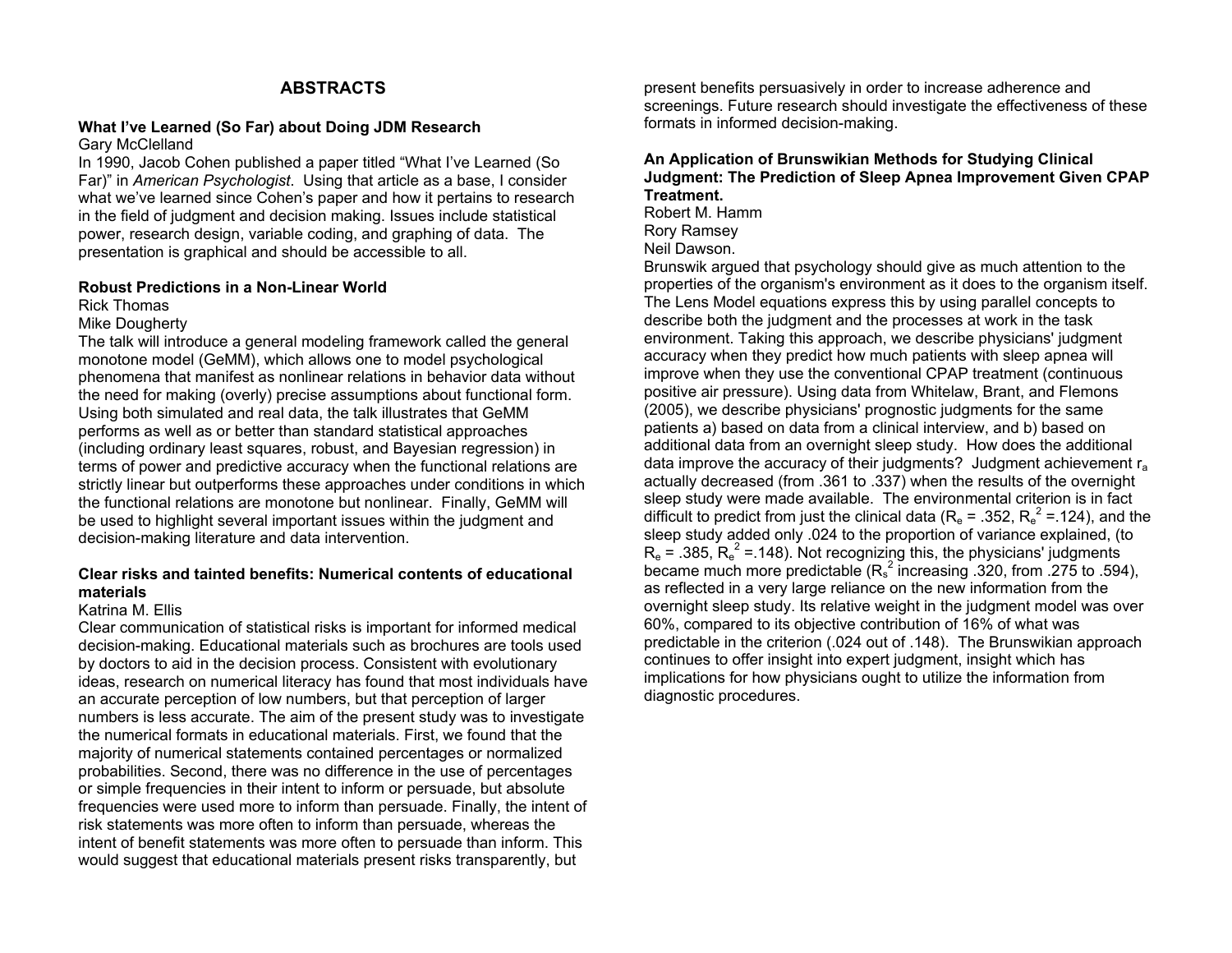# ABSTRACTS

### What I've Learned (So Far) about Doing JDM Research

Gary McClelland

In 1990, Jacob Cohen published a paper titled "What I've Learned (So Far)" in *American Psychologist*. Using that article as a base, I consider what we've learned since Cohen's paper and how it pertains to research in the field of judgment and decision making. Issues include statistical power, research design, variable coding, and graphing of data. The presentation is graphical and should be accessible to all.

### Robust Predictions in a Non-Linear World

Rick Thomas

Mike Dougherty

The talk will introduce a general modeling framework called the general monotone model (GeMM), which allows one to model psychological phenomena that manifest as nonlinear relations in behavior data without the need for making (overly) precise assumptions about functional form. Using both simulated and real data, the talk illustrates that GeMM performs as well as or better than standard statistical approaches (including ordinary least squares, robust, and Bayesian regression) in terms of power and predictive accuracy when the functional relations are strictly linear but outperforms these approaches under conditions in which the functional relations are monotone but nonlinear. Finally, GeMM will be used to highlight several important issues within the judgment and decision-making literature and data intervention.

### Clear risks and tainted benefits: Numerical contents of educational materials

Katrina M. Ellis

Clear communication of statistical risks is important for informed medical decision-making. Educational materials such as brochures are tools used by doctors to aid in the decision process. Consistent with evolutionary ideas, research on numerical literacy has found that most individuals have an accurate perception of low numbers, but that perception of larger numbers is less accurate. The aim of the present study was to investigate the numerical formats in educational materials. First, we found that the majority of numerical statements contained percentages or normalized probabilities. Second, there was no difference in the use of percentages or simple frequencies in their intent to inform or persuade, but absolute frequencies were used more to inform than persuade. Finally, the intent of risk statements was more often to inform than persuade, whereas the intent of benefit statements was more often to persuade than inform. This would suggest that educational materials present risks transparently, but present benefits persuasively in order to increase adherence and screenings. Future research should investigate the effectiveness of these formats in informed decision-making.

### An Application of Brunswikian Methods for Studying Clinical Judgment: The Prediction of Sleep Apnea Improvement Given CPAP Treatment.

Robert M. Hamm

Rory Ramsey

Neil Dawson.

Brunswik argued that psychology should give as much attention to the properties of the organism's environment as it does to the organism itself. The Lens Model equations express this by using parallel concepts to describe both the judgment and the processes at work in the task environment. Taking this approach, we describe physicians' judgment accuracy when they predict how much patients with sleep apnea will improve when they use the conventional CPAP treatment (continuous positive air pressure). Using data from Whitelaw, Brant, and Flemons (2005), we describe physicians' prognostic judgments for the same patients a) based on data from a clinical interview, and b) based on additional data from an overnight sleep study. How does the additional data improve the accuracy of their judgments? Judgment achievement $r_a$ actually decreased (from .361 to .337) when the results of the overnight sleep study were made available. The environmental criterion is in fact difficult to predict from just the clinical data ($R_e$ = .352, $R_e^2$ =.124), and the sleep study added only .024 to the proportion of variance explained, (to $R_e$ = .385, $R_e^2$ =.148). Not recognizing this, the physicians' judgments became much more predictable ($R_s^2$ increasing .320, from .275 to .594), as reflected in a very large reliance on the new information from the overnight sleep study. Its relative weight in the judgment model was over 60%, compared to its objective contribution of 16% of what was predictable in the criterion (.024 out of .148). The Brunswikian approach continues to offer insight into expert judgment, insight which has implications for how physicians ought to utilize the information from diagnostic procedures.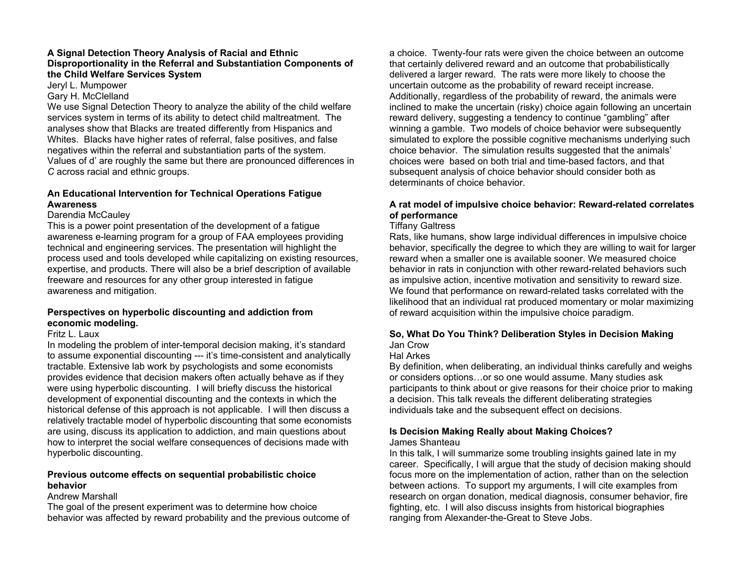**A Signal Detection Theory Analysis of Racial and Ethnic Disproportionality in the Referral and Substantiation Components of the Child Welfare Services System**

Jeryl L. Mumpower
Gary H. McClelland

We use Signal Detection Theory to analyze the ability of the child welfare services system in terms of its ability to detect child maltreatment. The analyses show that Blacks are treated differently from Hispanics and Whites. Blacks have higher rates of referral, false positives, and false negatives within the referral and substantiation parts of the system. Values of d' are roughly the same but there are pronounced differences in *C* across racial and ethnic groups.

**An Educational Intervention for Technical Operations Fatigue Awareness**

Darendia McCauley

This is a power point presentation of the development of a fatigue awareness e-learning program for a group of FAA employees providing technical and engineering services. The presentation will highlight the process used and tools developed while capitalizing on existing resources, expertise, and products. There will also be a brief description of available freeware and resources for any other group interested in fatigue awareness and mitigation.

**Perspectives on hyperbolic discounting and addiction from economic modeling.**

Fritz L. Laux

In modeling the problem of inter-temporal decision making, it's standard to assume exponential discounting --- it's time-consistent and analytically tractable. Extensive lab work by psychologists and some economists provides evidence that decision makers often actually behave as if they were using hyperbolic discounting. I will briefly discuss the historical development of exponential discounting and the contexts in which the historical defense of this approach is not applicable. I will then discuss a relatively tractable model of hyperbolic discounting that some economists are using, discuss its application to addiction, and main questions about how to interpret the social welfare consequences of decisions made with hyperbolic discounting.

**Previous outcome effects on sequential probabilistic choice behavior**

Andrew Marshall

The goal of the present experiment was to determine how choice behavior was affected by reward probability and the previous outcome of a choice. Twenty-four rats were given the choice between an outcome that certainly delivered reward and an outcome that probabilistically delivered a larger reward. The rats were more likely to choose the uncertain outcome as the probability of reward receipt increase. Additionally, regardless of the probability of reward, the animals were inclined to make the uncertain (risky) choice again following an uncertain reward delivery, suggesting a tendency to continue "gambling" after winning a gamble. Two models of choice behavior were subsequently simulated to explore the possible cognitive mechanisms underlying such choice behavior. The simulation results suggested that the animals' choices were based on both trial and time-based factors, and that subsequent analysis of choice behavior should consider both as determinants of choice behavior.

**A rat model of impulsive choice behavior: Reward-related correlates of performance**

Tiffany Galtress

Rats, like humans, show large individual differences in impulsive choice behavior, specifically the degree to which they are willing to wait for larger reward when a smaller one is available sooner. We measured choice behavior in rats in conjunction with other reward-related behaviors such as impulsive action, incentive motivation and sensitivity to reward size. We found that performance on reward-related tasks correlated with the likelihood that an individual rat produced momentary or molar maximizing of reward acquisition within the impulsive choice paradigm.

**So, What Do You Think? Deliberation Styles in Decision Making**

Jan Crow
Hal Arkes

By definition, when deliberating, an individual thinks carefully and weighs or considers options…or so one would assume. Many studies ask participants to think about or give reasons for their choice prior to making a decision. This talk reveals the different deliberating strategies individuals take and the subsequent effect on decisions.

**Is Decision Making Really about Making Choices?**

James Shanteau

In this talk, I will summarize some troubling insights gained late in my career. Specifically, I will argue that the study of decision making should focus more on the implementation of action, rather than on the selection between actions. To support my arguments, I will cite examples from research on organ donation, medical diagnosis, consumer behavior, fire fighting, etc. I will also discuss insights from historical biographies ranging from Alexander-the-Great to Steve Jobs.